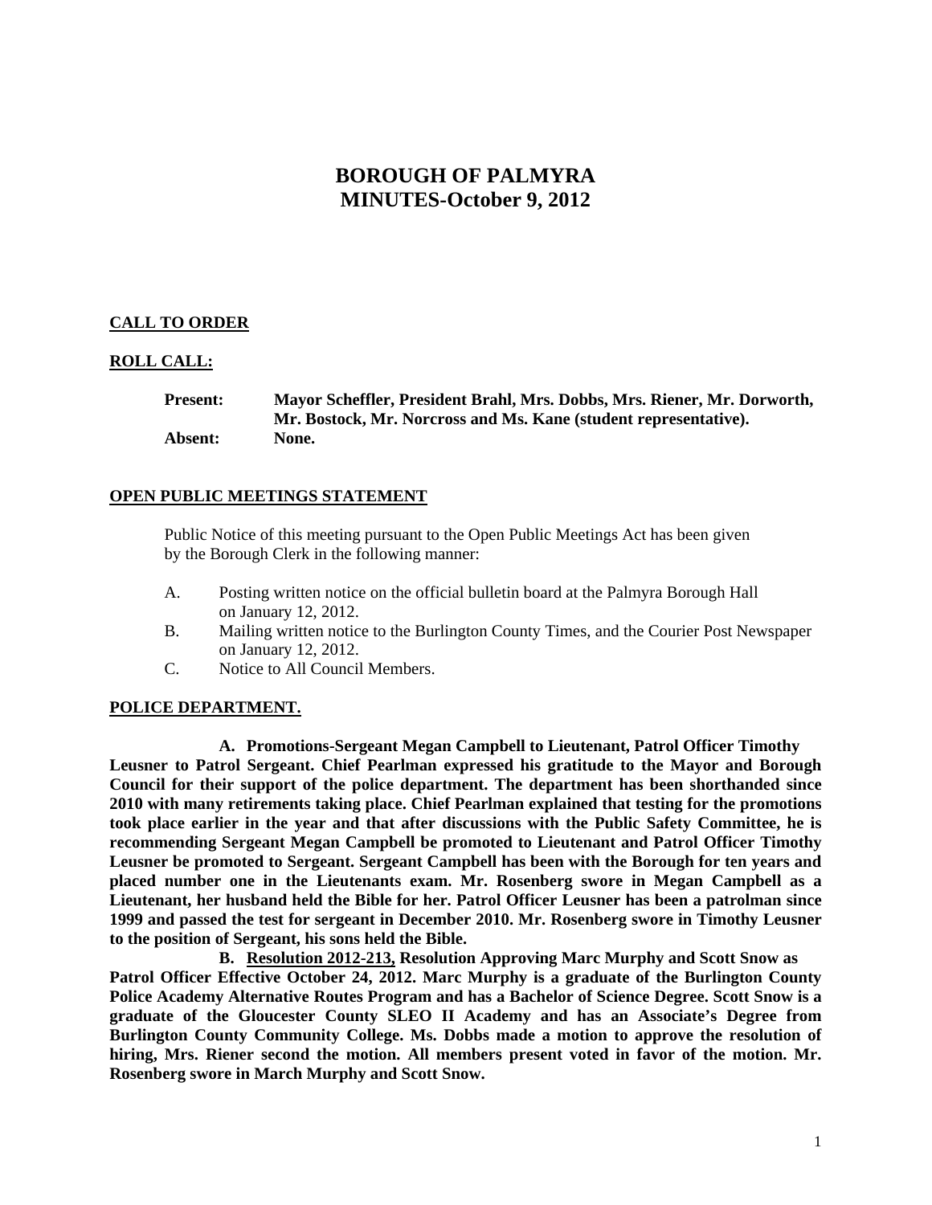# BOROUGH OF PALMYRA
# MINUTES-October 9, 2012

**CALL TO ORDER**

**ROLL CALL:**

**Present:** **Mayor Scheffler, President Brahl, Mrs. Dobbs, Mrs. Riener, Mr. Dorworth, Mr. Bostock, Mr. Norcross and Ms. Kane (student representative).**
**Absent:** **None.**

**OPEN PUBLIC MEETINGS STATEMENT**

Public Notice of this meeting pursuant to the Open Public Meetings Act has been given by the Borough Clerk in the following manner:

A. Posting written notice on the official bulletin board at the Palmyra Borough Hall on January 12, 2012.
B. Mailing written notice to the Burlington County Times, and the Courier Post Newspaper on January 12, 2012.
C. Notice to All Council Members.

**POLICE DEPARTMENT.**

**A. Promotions-Sergeant Megan Campbell to Lieutenant, Patrol Officer Timothy Leusner to Patrol Sergeant. Chief Pearlman expressed his gratitude to the Mayor and Borough Council for their support of the police department. The department has been shorthanded since 2010 with many retirements taking place. Chief Pearlman explained that testing for the promotions took place earlier in the year and that after discussions with the Public Safety Committee, he is recommending Sergeant Megan Campbell be promoted to Lieutenant and Patrol Officer Timothy Leusner be promoted to Sergeant. Sergeant Campbell has been with the Borough for ten years and placed number one in the Lieutenants exam. Mr. Rosenberg swore in Megan Campbell as a Lieutenant, her husband held the Bible for her. Patrol Officer Leusner has been a patrolman since 1999 and passed the test for sergeant in December 2010. Mr. Rosenberg swore in Timothy Leusner to the position of Sergeant, his sons held the Bible.**

**B. <u>Resolution 2012-213,</u> Resolution Approving Marc Murphy and Scott Snow as Patrol Officer Effective October 24, 2012. Marc Murphy is a graduate of the Burlington County Police Academy Alternative Routes Program and has a Bachelor of Science Degree. Scott Snow is a graduate of the Gloucester County SLEO II Academy and has an Associate's Degree from Burlington County Community College. Ms. Dobbs made a motion to approve the resolution of hiring, Mrs. Riener second the motion. All members present voted in favor of the motion. Mr. Rosenberg swore in March Murphy and Scott Snow.**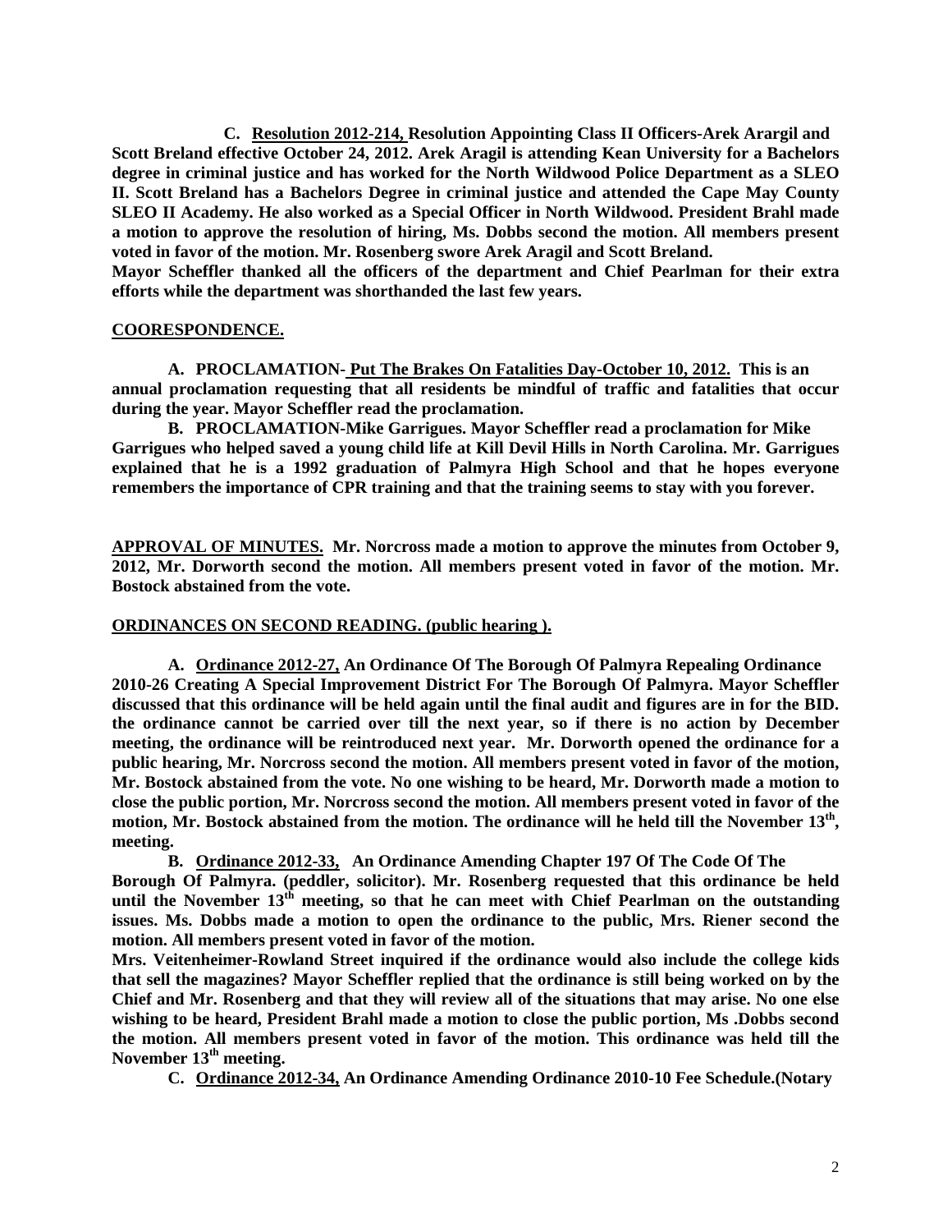**C. <u>Resolution 2012-214,</u> Resolution Appointing Class II Officers-Arek Arargil and Scott Breland effective October 24, 2012. Arek Aragil is attending Kean University for a Bachelors degree in criminal justice and has worked for the North Wildwood Police Department as a SLEO II. Scott Breland has a Bachelors Degree in criminal justice and attended the Cape May County SLEO II Academy. He also worked as a Special Officer in North Wildwood. President Brahl made a motion to approve the resolution of hiring, Ms. Dobbs second the motion. All members present voted in favor of the motion. Mr. Rosenberg swore Arek Aragil and Scott Breland.**

**Mayor Scheffler thanked all the officers of the department and Chief Pearlman for their extra efforts while the department was shorthanded the last few years.**

**<u>COORESPONDENCE.</u>**

**A. PROCLAMATION-<u> Put The Brakes On Fatalities Day-October 10, 2012.</u> This is an annual proclamation requesting that all residents be mindful of traffic and fatalities that occur during the year. Mayor Scheffler read the proclamation.**

**B. PROCLAMATION-Mike Garrigues. Mayor Scheffler read a proclamation for Mike Garrigues who helped saved a young child life at Kill Devil Hills in North Carolina. Mr. Garrigues explained that he is a 1992 graduation of Palmyra High School and that he hopes everyone remembers the importance of CPR training and that the training seems to stay with you forever.**

**<u>APPROVAL OF MINUTES.</u> Mr. Norcross made a motion to approve the minutes from October 9, 2012, Mr. Dorworth second the motion. All members present voted in favor of the motion. Mr. Bostock abstained from the vote.**

**<u>ORDINANCES ON SECOND READING. (public hearing ).</u>**

**A. <u>Ordinance 2012-27,</u> An Ordinance Of The Borough Of Palmyra Repealing Ordinance 2010-26 Creating A Special Improvement District For The Borough Of Palmyra. Mayor Scheffler discussed that this ordinance will be held again until the final audit and figures are in for the BID. the ordinance cannot be carried over till the next year, so if there is no action by December meeting, the ordinance will be reintroduced next year. Mr. Dorworth opened the ordinance for a public hearing, Mr. Norcross second the motion. All members present voted in favor of the motion, Mr. Bostock abstained from the vote. No one wishing to be heard, Mr. Dorworth made a motion to close the public portion, Mr. Norcross second the motion. All members present voted in favor of the motion, Mr. Bostock abstained from the motion. The ordinance will he held till the November 13th, meeting.**

**B. <u>Ordinance 2012-33,</u> An Ordinance Amending Chapter 197 Of The Code Of The Borough Of Palmyra. (peddler, solicitor). Mr. Rosenberg requested that this ordinance be held until the November 13th meeting, so that he can meet with Chief Pearlman on the outstanding issues. Ms. Dobbs made a motion to open the ordinance to the public, Mrs. Riener second the motion. All members present voted in favor of the motion.**

**Mrs. Veitenheimer-Rowland Street inquired if the ordinance would also include the college kids that sell the magazines? Mayor Scheffler replied that the ordinance is still being worked on by the Chief and Mr. Rosenberg and that they will review all of the situations that may arise. No one else wishing to be heard, President Brahl made a motion to close the public portion, Ms .Dobbs second the motion. All members present voted in favor of the motion. This ordinance was held till the November 13th meeting.**

**C. <u>Ordinance 2012-34,</u> An Ordinance Amending Ordinance 2010-10 Fee Schedule.(Notary**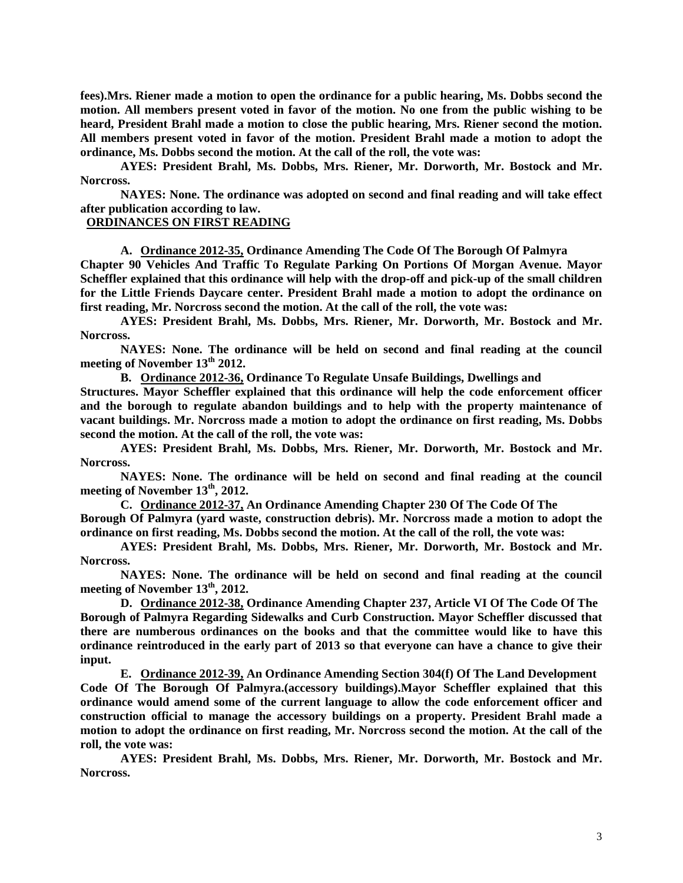**fees).Mrs. Riener made a motion to open the ordinance for a public hearing, Ms. Dobbs second the motion. All members present voted in favor of the motion. No one from the public wishing to be heard, President Brahl made a motion to close the public hearing, Mrs. Riener second the motion. All members present voted in favor of the motion. President Brahl made a motion to adopt the ordinance, Ms. Dobbs second the motion. At the call of the roll, the vote was:**

**AYES: President Brahl, Ms. Dobbs, Mrs. Riener, Mr. Dorworth, Mr. Bostock and Mr. Norcross.**

**NAYES: None. The ordinance was adopted on second and final reading and will take effect after publication according to law.**

**ORDINANCES ON FIRST READING**

**A. Ordinance 2012-35, Ordinance Amending The Code Of The Borough Of Palmyra Chapter 90 Vehicles And Traffic To Regulate Parking On Portions Of Morgan Avenue. Mayor Scheffler explained that this ordinance will help with the drop-off and pick-up of the small children for the Little Friends Daycare center. President Brahl made a motion to adopt the ordinance on first reading, Mr. Norcross second the motion. At the call of the roll, the vote was:**

**AYES: President Brahl, Ms. Dobbs, Mrs. Riener, Mr. Dorworth, Mr. Bostock and Mr. Norcross.**

**NAYES: None. The ordinance will be held on second and final reading at the council meeting of November 13th 2012.**

**B. Ordinance 2012-36, Ordinance To Regulate Unsafe Buildings, Dwellings and Structures. Mayor Scheffler explained that this ordinance will help the code enforcement officer and the borough to regulate abandon buildings and to help with the property maintenance of vacant buildings. Mr. Norcross made a motion to adopt the ordinance on first reading, Ms. Dobbs second the motion. At the call of the roll, the vote was:**

**AYES: President Brahl, Ms. Dobbs, Mrs. Riener, Mr. Dorworth, Mr. Bostock and Mr. Norcross.**

**NAYES: None. The ordinance will be held on second and final reading at the council meeting of November 13th, 2012.**

**C. Ordinance 2012-37, An Ordinance Amending Chapter 230 Of The Code Of The Borough Of Palmyra (yard waste, construction debris). Mr. Norcross made a motion to adopt the ordinance on first reading, Ms. Dobbs second the motion. At the call of the roll, the vote was:**

**AYES: President Brahl, Ms. Dobbs, Mrs. Riener, Mr. Dorworth, Mr. Bostock and Mr. Norcross.**

**NAYES: None. The ordinance will be held on second and final reading at the council meeting of November 13th, 2012.**

**D. Ordinance 2012-38, Ordinance Amending Chapter 237, Article VI Of The Code Of The Borough of Palmyra Regarding Sidewalks and Curb Construction. Mayor Scheffler discussed that there are numberous ordinances on the books and that the committee would like to have this ordinance reintroduced in the early part of 2013 so that everyone can have a chance to give their input.**

**E. Ordinance 2012-39, An Ordinance Amending Section 304(f) Of The Land Development Code Of The Borough Of Palmyra.(accessory buildings).Mayor Scheffler explained that this ordinance would amend some of the current language to allow the code enforcement officer and construction official to manage the accessory buildings on a property. President Brahl made a motion to adopt the ordinance on first reading, Mr. Norcross second the motion. At the call of the roll, the vote was:**

**AYES: President Brahl, Ms. Dobbs, Mrs. Riener, Mr. Dorworth, Mr. Bostock and Mr. Norcross.**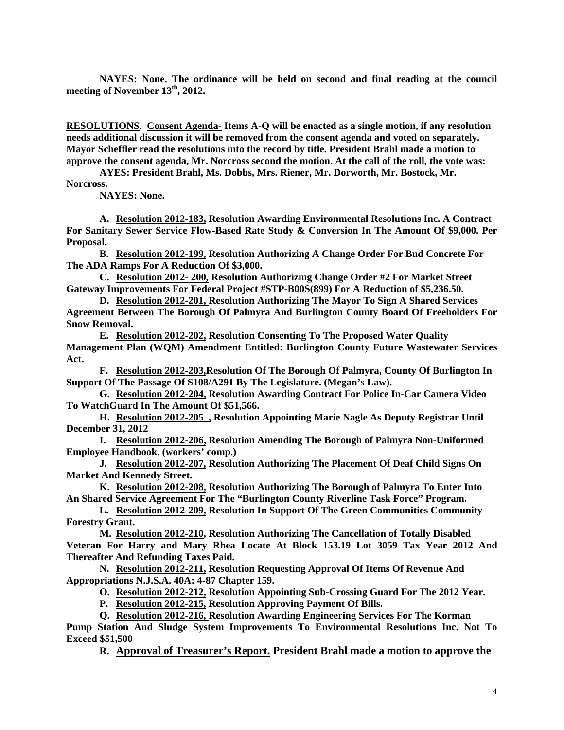**NAYES: None. The ordinance will be held on second and final reading at the council meeting of November 13th, 2012.**

**RESOLUTIONS. Consent Agenda- Items A-Q will be enacted as a single motion, if any resolution needs additional discussion it will be removed from the consent agenda and voted on separately. Mayor Scheffler read the resolutions into the record by title. President Brahl made a motion to approve the consent agenda, Mr. Norcross second the motion. At the call of the roll, the vote was:**

**AYES: President Brahl, Ms. Dobbs, Mrs. Riener, Mr. Dorworth, Mr. Bostock, Mr. Norcross.**

**NAYES: None.**

**A. Resolution 2012-183, Resolution Awarding Environmental Resolutions Inc. A Contract For Sanitary Sewer Service Flow-Based Rate Study & Conversion In The Amount Of $9,000. Per Proposal.**

**B. Resolution 2012-199, Resolution Authorizing A Change Order For Bud Concrete For The ADA Ramps For A Reduction Of $3,000.**

**C. Resolution 2012- 200, Resolution Authorizing Change Order #2 For Market Street Gateway Improvements For Federal Project #STP-B00S(899) For A Reduction of $5,236.50.**

**D. Resolution 2012-201, Resolution Authorizing The Mayor To Sign A Shared Services Agreement Between The Borough Of Palmyra And Burlington County Board Of Freeholders For Snow Removal.**

**E. Resolution 2012-202, Resolution Consenting To The Proposed Water Quality Management Plan (WQM) Amendment Entitled: Burlington County Future Wastewater Services Act.**

**F. Resolution 2012-203,Resolution Of The Borough Of Palmyra, County Of Burlington In Support Of The Passage Of S108/A291 By The Legislature. (Megan's Law).**

**G. Resolution 2012-204, Resolution Awarding Contract For Police In-Car Camera Video To WatchGuard In The Amount Of $51,566.**

**H. Resolution 2012-205 , Resolution Appointing Marie Nagle As Deputy Registrar Until December 31, 2012**

**I. Resolution 2012-206, Resolution Amending The Borough of Palmyra Non-Uniformed Employee Handbook. (workers' comp.)**

**J. Resolution 2012-207, Resolution Authorizing The Placement Of Deaf Child Signs On Market And Kennedy Street.**

**K. Resolution 2012-208, Resolution Authorizing The Borough of Palmyra To Enter Into An Shared Service Agreement For The "Burlington County Riverline Task Force" Program.**

**L. Resolution 2012-209, Resolution In Support Of The Green Communities Community Forestry Grant.**

**M. Resolution 2012-210, Resolution Authorizing The Cancellation of Totally Disabled Veteran For Harry and Mary Rhea Locate At Block 153.19 Lot 3059 Tax Year 2012 And Thereafter And Refunding Taxes Paid.**

**N. Resolution 2012-211, Resolution Requesting Approval Of Items Of Revenue And Appropriations N.J.S.A. 40A: 4-87 Chapter 159.**

**O. Resolution 2012-212, Resolution Appointing Sub-Crossing Guard For The 2012 Year.**

**P. Resolution 2012-215, Resolution Approving Payment Of Bills.**

**Q. Resolution 2012-216, Resolution Awarding Engineering Services For The Korman Pump Station And Sludge System Improvements To Environmental Resolutions Inc. Not To Exceed $51,500**

**R. Approval of Treasurer's Report. President Brahl made a motion to approve the**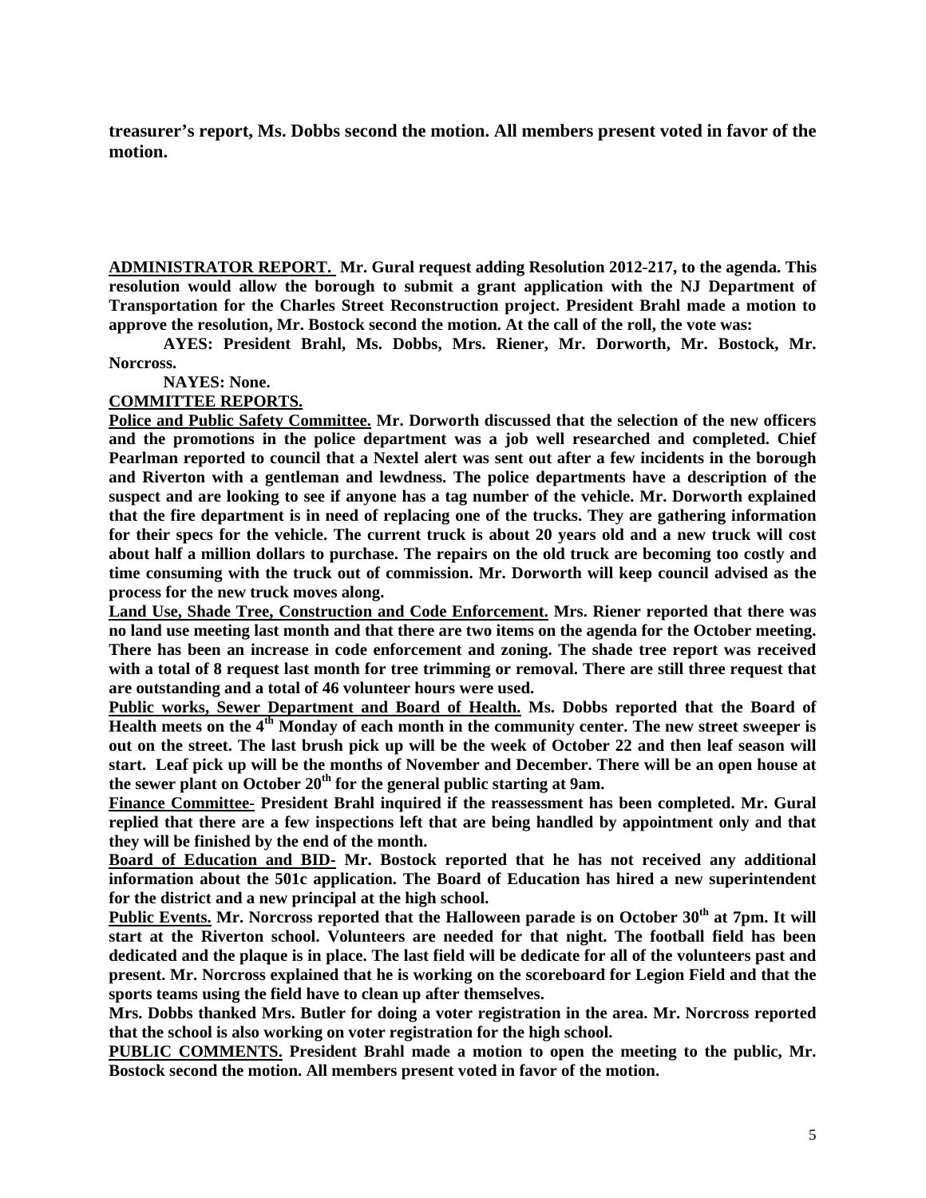**treasurer's report, Ms. Dobbs second the motion. All members present voted in favor of the motion.**

**<u>ADMINISTRATOR REPORT.</u> Mr. Gural request adding Resolution 2012-217, to the agenda. This resolution would allow the borough to submit a grant application with the NJ Department of Transportation for the Charles Street Reconstruction project. President Brahl made a motion to approve the resolution, Mr. Bostock second the motion. At the call of the roll, the vote was:**

**AYES: President Brahl, Ms. Dobbs, Mrs. Riener, Mr. Dorworth, Mr. Bostock, Mr. Norcross.**

**NAYES: None.**

**<u>COMMITTEE REPORTS.</u>**

**<u>Police and Public Safety Committee.</u> Mr. Dorworth discussed that the selection of the new officers and the promotions in the police department was a job well researched and completed. Chief Pearlman reported to council that a Nextel alert was sent out after a few incidents in the borough and Riverton with a gentleman and lewdness. The police departments have a description of the suspect and are looking to see if anyone has a tag number of the vehicle. Mr. Dorworth explained that the fire department is in need of replacing one of the trucks. They are gathering information for their specs for the vehicle. The current truck is about 20 years old and a new truck will cost about half a million dollars to purchase. The repairs on the old truck are becoming too costly and time consuming with the truck out of commission. Mr. Dorworth will keep council advised as the process for the new truck moves along.**

**<u>Land Use, Shade Tree, Construction and Code Enforcement.</u> Mrs. Riener reported that there was no land use meeting last month and that there are two items on the agenda for the October meeting. There has been an increase in code enforcement and zoning. The shade tree report was received with a total of 8 request last month for tree trimming or removal. There are still three request that are outstanding and a total of 46 volunteer hours were used.**

**<u>Public works, Sewer Department and Board of Health.</u> Ms. Dobbs reported that the Board of Health meets on the 4th Monday of each month in the community center. The new street sweeper is out on the street. The last brush pick up will be the week of October 22 and then leaf season will start. Leaf pick up will be the months of November and December. There will be an open house at the sewer plant on October 20th for the general public starting at 9am.**

**<u>Finance Committee-</u> President Brahl inquired if the reassessment has been completed. Mr. Gural replied that there are a few inspections left that are being handled by appointment only and that they will be finished by the end of the month.**

**<u>Board of Education and BID-</u> Mr. Bostock reported that he has not received any additional information about the 501c application. The Board of Education has hired a new superintendent for the district and a new principal at the high school.**

**<u>Public Events.</u> Mr. Norcross reported that the Halloween parade is on October 30th at 7pm. It will start at the Riverton school. Volunteers are needed for that night. The football field has been dedicated and the plaque is in place. The last field will be dedicate for all of the volunteers past and present. Mr. Norcross explained that he is working on the scoreboard for Legion Field and that the sports teams using the field have to clean up after themselves.**

**Mrs. Dobbs thanked Mrs. Butler for doing a voter registration in the area. Mr. Norcross reported that the school is also working on voter registration for the high school.**

**<u>PUBLIC COMMENTS.</u> President Brahl made a motion to open the meeting to the public, Mr. Bostock second the motion. All members present voted in favor of the motion.**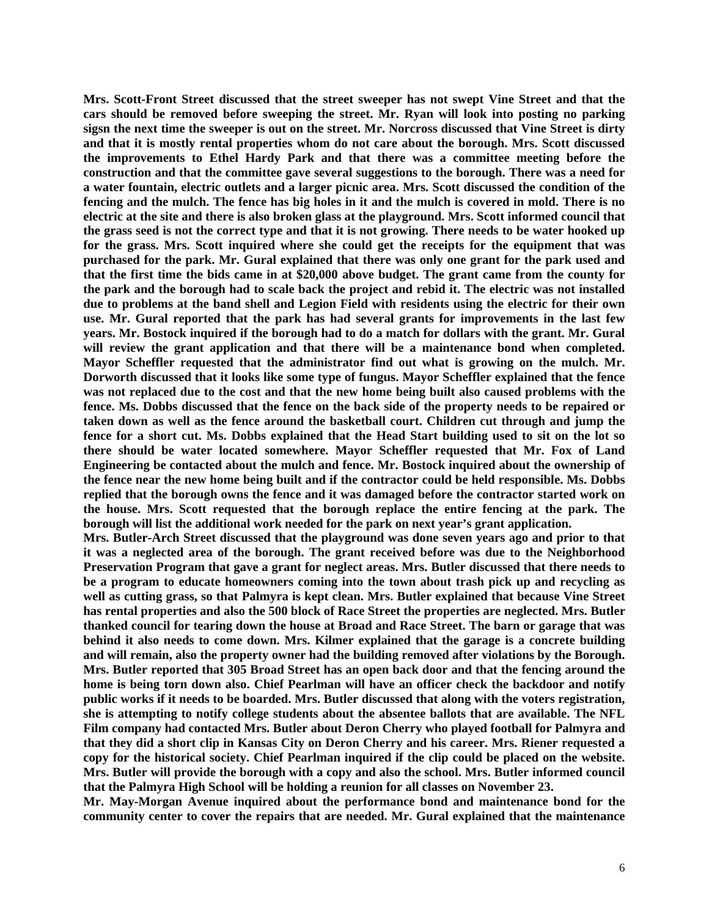**Mrs. Scott-Front Street discussed that the street sweeper has not swept Vine Street and that the cars should be removed before sweeping the street. Mr. Ryan will look into posting no parking sigsn the next time the sweeper is out on the street. Mr. Norcross discussed that Vine Street is dirty and that it is mostly rental properties whom do not care about the borough. Mrs. Scott discussed the improvements to Ethel Hardy Park and that there was a committee meeting before the construction and that the committee gave several suggestions to the borough. There was a need for a water fountain, electric outlets and a larger picnic area. Mrs. Scott discussed the condition of the fencing and the mulch. The fence has big holes in it and the mulch is covered in mold. There is no electric at the site and there is also broken glass at the playground. Mrs. Scott informed council that the grass seed is not the correct type and that it is not growing. There needs to be water hooked up for the grass. Mrs. Scott inquired where she could get the receipts for the equipment that was purchased for the park. Mr. Gural explained that there was only one grant for the park used and that the first time the bids came in at $20,000 above budget. The grant came from the county for the park and the borough had to scale back the project and rebid it. The electric was not installed due to problems at the band shell and Legion Field with residents using the electric for their own use. Mr. Gural reported that the park has had several grants for improvements in the last few years. Mr. Bostock inquired if the borough had to do a match for dollars with the grant. Mr. Gural will review the grant application and that there will be a maintenance bond when completed. Mayor Scheffler requested that the administrator find out what is growing on the mulch. Mr. Dorworth discussed that it looks like some type of fungus. Mayor Scheffler explained that the fence was not replaced due to the cost and that the new home being built also caused problems with the fence. Ms. Dobbs discussed that the fence on the back side of the property needs to be repaired or taken down as well as the fence around the basketball court. Children cut through and jump the fence for a short cut. Ms. Dobbs explained that the Head Start building used to sit on the lot so there should be water located somewhere. Mayor Scheffler requested that Mr. Fox of Land Engineering be contacted about the mulch and fence. Mr. Bostock inquired about the ownership of the fence near the new home being built and if the contractor could be held responsible. Ms. Dobbs replied that the borough owns the fence and it was damaged before the contractor started work on the house. Mrs. Scott requested that the borough replace the entire fencing at the park. The borough will list the additional work needed for the park on next year's grant application.**

**Mrs. Butler-Arch Street discussed that the playground was done seven years ago and prior to that it was a neglected area of the borough. The grant received before was due to the Neighborhood Preservation Program that gave a grant for neglect areas. Mrs. Butler discussed that there needs to be a program to educate homeowners coming into the town about trash pick up and recycling as well as cutting grass, so that Palmyra is kept clean. Mrs. Butler explained that because Vine Street has rental properties and also the 500 block of Race Street the properties are neglected. Mrs. Butler thanked council for tearing down the house at Broad and Race Street. The barn or garage that was behind it also needs to come down. Mrs. Kilmer explained that the garage is a concrete building and will remain, also the property owner had the building removed after violations by the Borough. Mrs. Butler reported that 305 Broad Street has an open back door and that the fencing around the home is being torn down also. Chief Pearlman will have an officer check the backdoor and notify public works if it needs to be boarded. Mrs. Butler discussed that along with the voters registration, she is attempting to notify college students about the absentee ballots that are available. The NFL Film company had contacted Mrs. Butler about Deron Cherry who played football for Palmyra and that they did a short clip in Kansas City on Deron Cherry and his career. Mrs. Riener requested a copy for the historical society. Chief Pearlman inquired if the clip could be placed on the website. Mrs. Butler will provide the borough with a copy and also the school. Mrs. Butler informed council that the Palmyra High School will be holding a reunion for all classes on November 23.**

**Mr. May-Morgan Avenue inquired about the performance bond and maintenance bond for the community center to cover the repairs that are needed. Mr. Gural explained that the maintenance**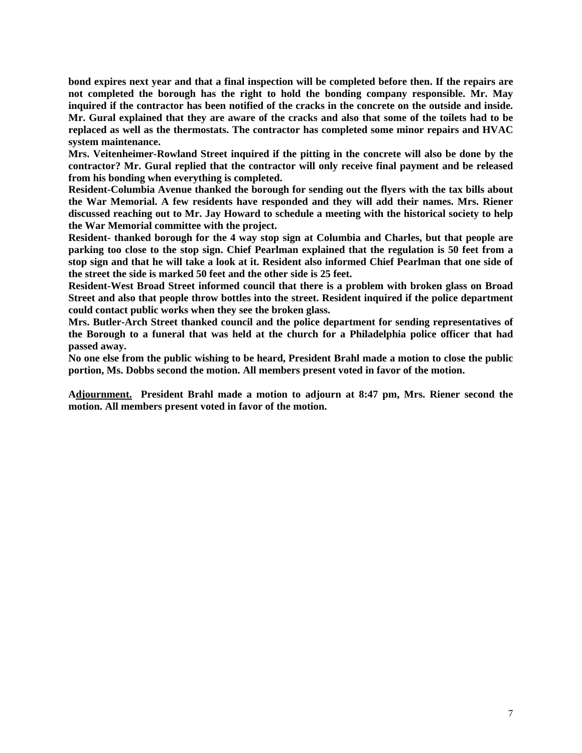**bond expires next year and that a final inspection will be completed before then. If the repairs are not completed the borough has the right to hold the bonding company responsible. Mr. May inquired if the contractor has been notified of the cracks in the concrete on the outside and inside. Mr. Gural explained that they are aware of the cracks and also that some of the toilets had to be replaced as well as the thermostats. The contractor has completed some minor repairs and HVAC system maintenance.**

**Mrs. Veitenheimer-Rowland Street inquired if the pitting in the concrete will also be done by the contractor? Mr. Gural replied that the contractor will only receive final payment and be released from his bonding when everything is completed.**

**Resident-Columbia Avenue thanked the borough for sending out the flyers with the tax bills about the War Memorial. A few residents have responded and they will add their names. Mrs. Riener discussed reaching out to Mr. Jay Howard to schedule a meeting with the historical society to help the War Memorial committee with the project.**

**Resident- thanked borough for the 4 way stop sign at Columbia and Charles, but that people are parking too close to the stop sign. Chief Pearlman explained that the regulation is 50 feet from a stop sign and that he will take a look at it. Resident also informed Chief Pearlman that one side of the street the side is marked 50 feet and the other side is 25 feet.**

**Resident-West Broad Street informed council that there is a problem with broken glass on Broad Street and also that people throw bottles into the street. Resident inquired if the police department could contact public works when they see the broken glass.**

**Mrs. Butler-Arch Street thanked council and the police department for sending representatives of the Borough to a funeral that was held at the church for a Philadelphia police officer that had passed away.**

**No one else from the public wishing to be heard, President Brahl made a motion to close the public portion, Ms. Dobbs second the motion. All members present voted in favor of the motion.**

**A<u>djournment.</u>** **President Brahl made a motion to adjourn at 8:47 pm, Mrs. Riener second the motion. All members present voted in favor of the motion.**